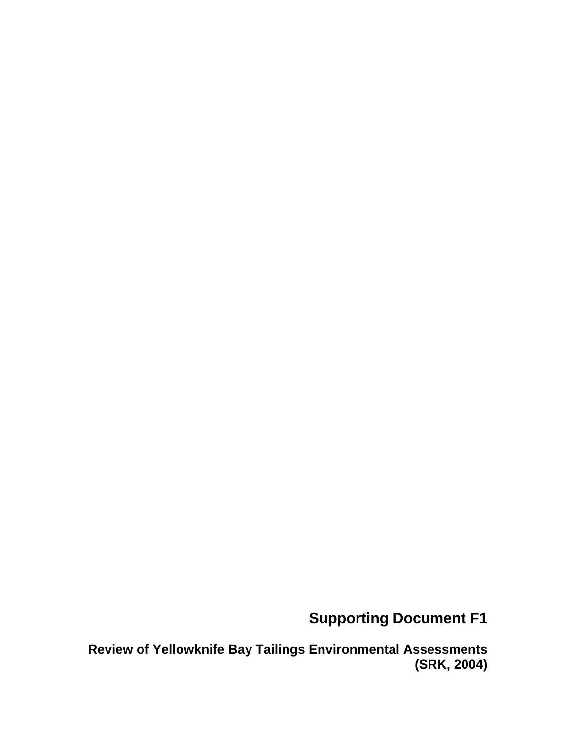# Supporting Document F1

**Review of Yellowknife Bay Tailings Environmental Assessments (SRK, 2004)**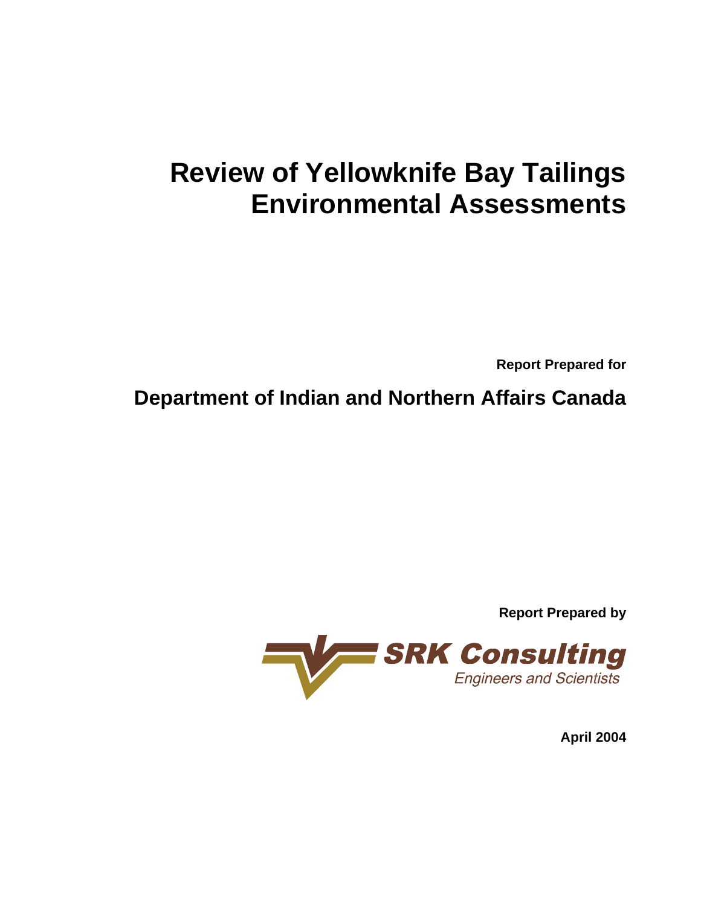# Review of Yellowknife Bay Tailings Environmental Assessments

**Report Prepared for**

## Department of Indian and Northern Affairs Canada

**Report Prepared by**

**SRK Consulting**

*Engineers and Scientists*

**April 2004**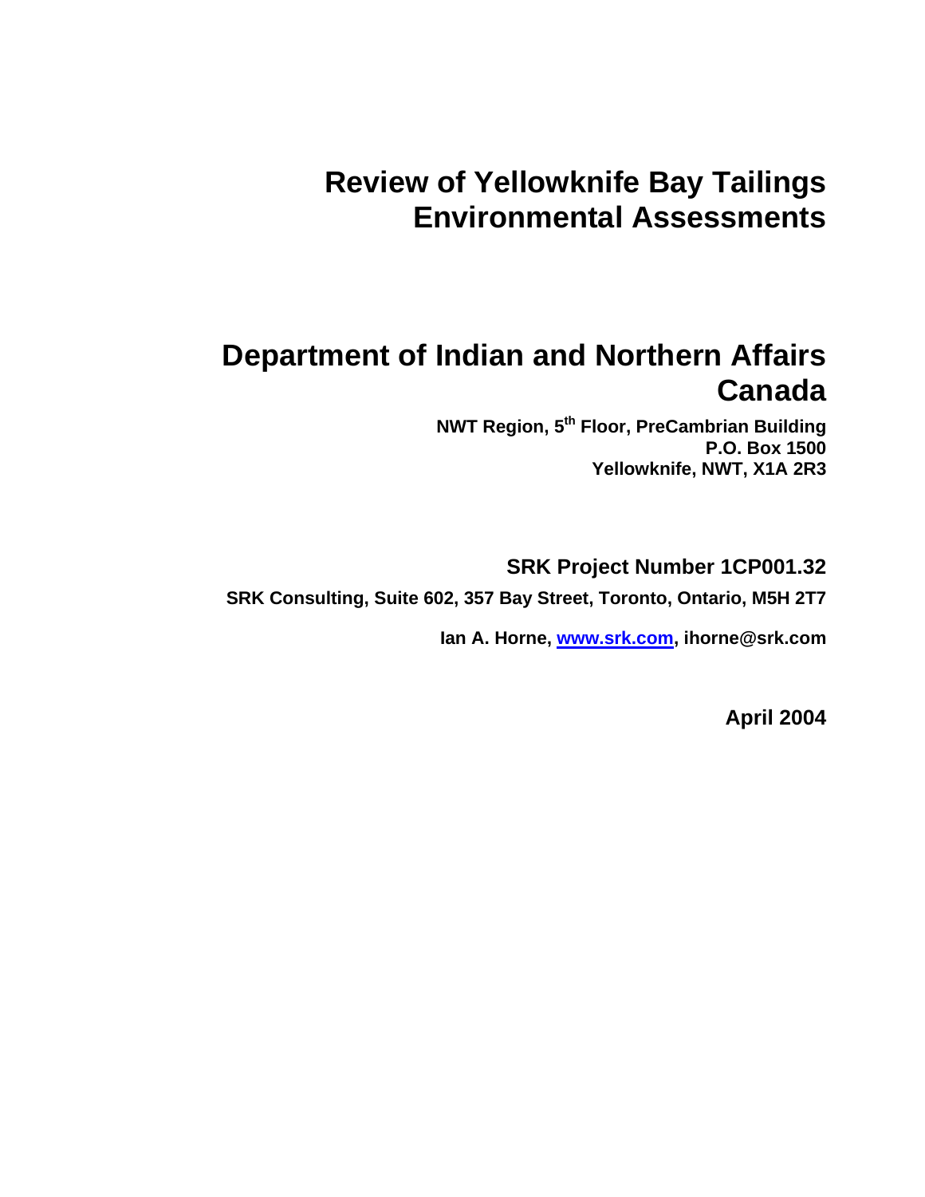# Review of Yellowknife Bay Tailings Environmental Assessments

# Department of Indian and Northern Affairs Canada

**NWT Region, 5th Floor, PreCambrian Building**
**P.O. Box 1500**
**Yellowknife, NWT, X1A 2R3**

**SRK Project Number 1CP001.32**

**SRK Consulting, Suite 602, 357 Bay Street, Toronto, Ontario, M5H 2T7**

**Ian A. Horne, www.srk.com, ihorne@srk.com**

**April 2004**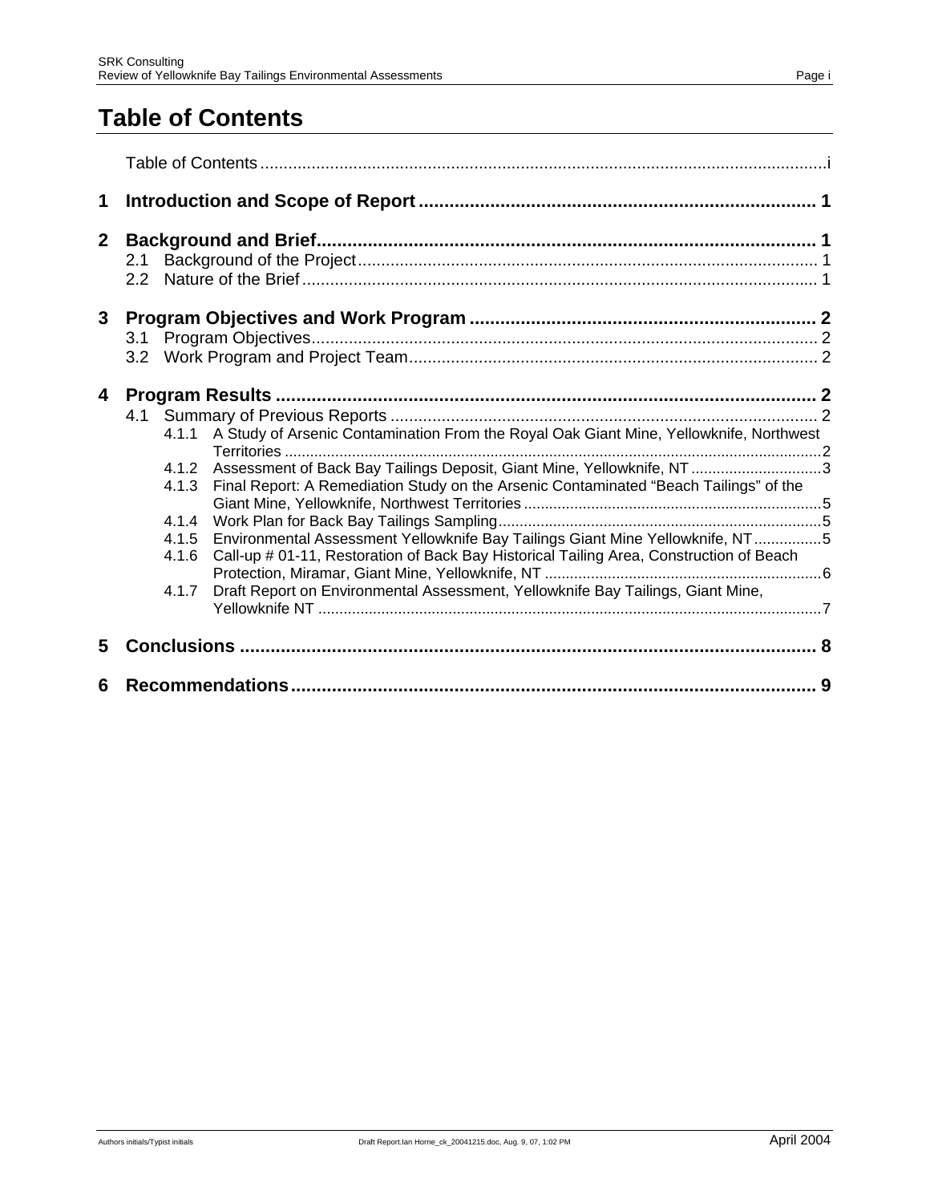# Table of Contents

Table of Contents .......... i

**1 Introduction and Scope of Report .......... 1**

**2 Background and Brief .......... 1**

- 2.1 Background of the Project .......... 1
- 2.2 Nature of the Brief .......... 1

**3 Program Objectives and Work Program .......... 2**

- 3.1 Program Objectives .......... 2
- 3.2 Work Program and Project Team .......... 2

**4 Program Results .......... 2**

- 4.1 Summary of Previous Reports .......... 2
  - 4.1.1 A Study of Arsenic Contamination From the Royal Oak Giant Mine, Yellowknife, Northwest Territories .......... 2
  - 4.1.2 Assessment of Back Bay Tailings Deposit, Giant Mine, Yellowknife, NT .......... 3
  - 4.1.3 Final Report: A Remediation Study on the Arsenic Contaminated "Beach Tailings" of the Giant Mine, Yellowknife, Northwest Territories .......... 5
  - 4.1.4 Work Plan for Back Bay Tailings Sampling .......... 5
  - 4.1.5 Environmental Assessment Yellowknife Bay Tailings Giant Mine Yellowknife, NT .......... 5
  - 4.1.6 Call-up # 01-11, Restoration of Back Bay Historical Tailing Area, Construction of Beach Protection, Miramar, Giant Mine, Yellowknife, NT .......... 6
  - 4.1.7 Draft Report on Environmental Assessment, Yellowknife Bay Tailings, Giant Mine, Yellowknife NT .......... 7

**5 Conclusions .......... 8**

**6 Recommendations .......... 9**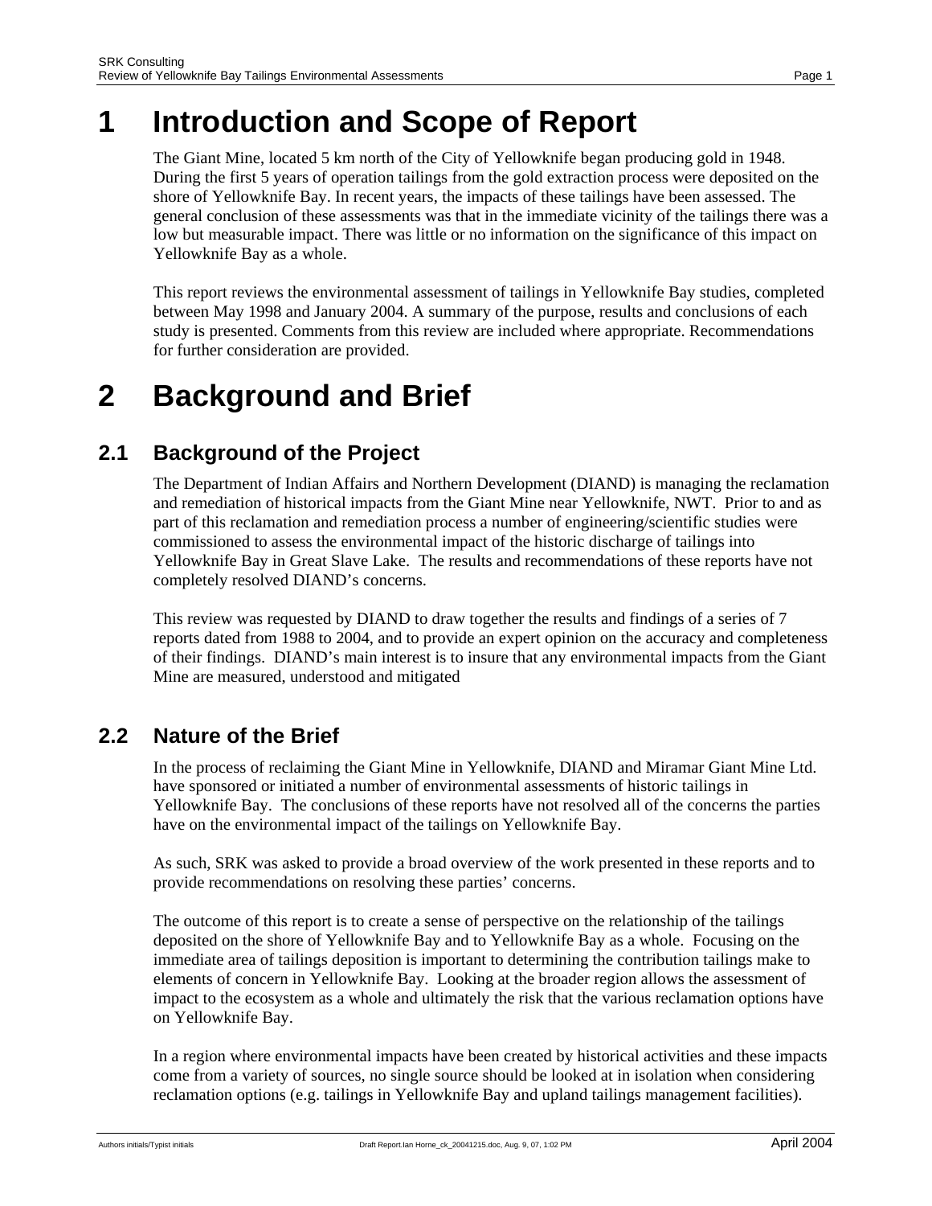# 1 Introduction and Scope of Report

The Giant Mine, located 5 km north of the City of Yellowknife began producing gold in 1948. During the first 5 years of operation tailings from the gold extraction process were deposited on the shore of Yellowknife Bay. In recent years, the impacts of these tailings have been assessed. The general conclusion of these assessments was that in the immediate vicinity of the tailings there was a low but measurable impact. There was little or no information on the significance of this impact on Yellowknife Bay as a whole.

This report reviews the environmental assessment of tailings in Yellowknife Bay studies, completed between May 1998 and January 2004. A summary of the purpose, results and conclusions of each study is presented. Comments from this review are included where appropriate. Recommendations for further consideration are provided.

# 2 Background and Brief

## 2.1 Background of the Project

The Department of Indian Affairs and Northern Development (DIAND) is managing the reclamation and remediation of historical impacts from the Giant Mine near Yellowknife, NWT. Prior to and as part of this reclamation and remediation process a number of engineering/scientific studies were commissioned to assess the environmental impact of the historic discharge of tailings into Yellowknife Bay in Great Slave Lake. The results and recommendations of these reports have not completely resolved DIAND's concerns.

This review was requested by DIAND to draw together the results and findings of a series of 7 reports dated from 1988 to 2004, and to provide an expert opinion on the accuracy and completeness of their findings. DIAND's main interest is to insure that any environmental impacts from the Giant Mine are measured, understood and mitigated

## 2.2 Nature of the Brief

In the process of reclaiming the Giant Mine in Yellowknife, DIAND and Miramar Giant Mine Ltd. have sponsored or initiated a number of environmental assessments of historic tailings in Yellowknife Bay. The conclusions of these reports have not resolved all of the concerns the parties have on the environmental impact of the tailings on Yellowknife Bay.

As such, SRK was asked to provide a broad overview of the work presented in these reports and to provide recommendations on resolving these parties' concerns.

The outcome of this report is to create a sense of perspective on the relationship of the tailings deposited on the shore of Yellowknife Bay and to Yellowknife Bay as a whole. Focusing on the immediate area of tailings deposition is important to determining the contribution tailings make to elements of concern in Yellowknife Bay. Looking at the broader region allows the assessment of impact to the ecosystem as a whole and ultimately the risk that the various reclamation options have on Yellowknife Bay.

In a region where environmental impacts have been created by historical activities and these impacts come from a variety of sources, no single source should be looked at in isolation when considering reclamation options (e.g. tailings in Yellowknife Bay and upland tailings management facilities).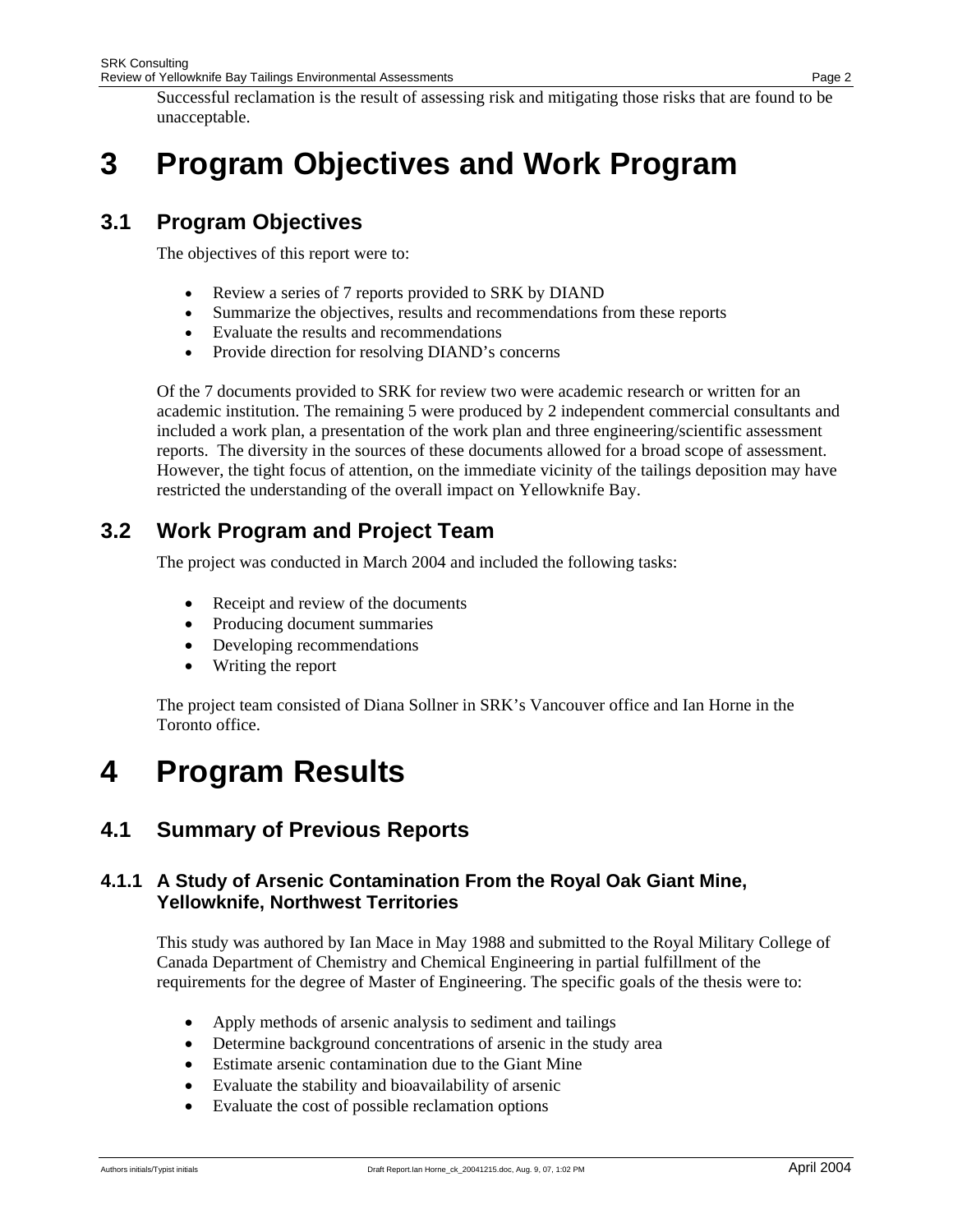Successful reclamation is the result of assessing risk and mitigating those risks that are found to be unacceptable.

# 3 Program Objectives and Work Program

## 3.1 Program Objectives

The objectives of this report were to:

- Review a series of 7 reports provided to SRK by DIAND
- Summarize the objectives, results and recommendations from these reports
- Evaluate the results and recommendations
- Provide direction for resolving DIAND's concerns

Of the 7 documents provided to SRK for review two were academic research or written for an academic institution. The remaining 5 were produced by 2 independent commercial consultants and included a work plan, a presentation of the work plan and three engineering/scientific assessment reports. The diversity in the sources of these documents allowed for a broad scope of assessment. However, the tight focus of attention, on the immediate vicinity of the tailings deposition may have restricted the understanding of the overall impact on Yellowknife Bay.

## 3.2 Work Program and Project Team

The project was conducted in March 2004 and included the following tasks:

- Receipt and review of the documents
- Producing document summaries
- Developing recommendations
- Writing the report

The project team consisted of Diana Sollner in SRK's Vancouver office and Ian Horne in the Toronto office.

# 4 Program Results

## 4.1 Summary of Previous Reports

### 4.1.1 A Study of Arsenic Contamination From the Royal Oak Giant Mine, Yellowknife, Northwest Territories

This study was authored by Ian Mace in May 1988 and submitted to the Royal Military College of Canada Department of Chemistry and Chemical Engineering in partial fulfillment of the requirements for the degree of Master of Engineering. The specific goals of the thesis were to:

- Apply methods of arsenic analysis to sediment and tailings
- Determine background concentrations of arsenic in the study area
- Estimate arsenic contamination due to the Giant Mine
- Evaluate the stability and bioavailability of arsenic
- Evaluate the cost of possible reclamation options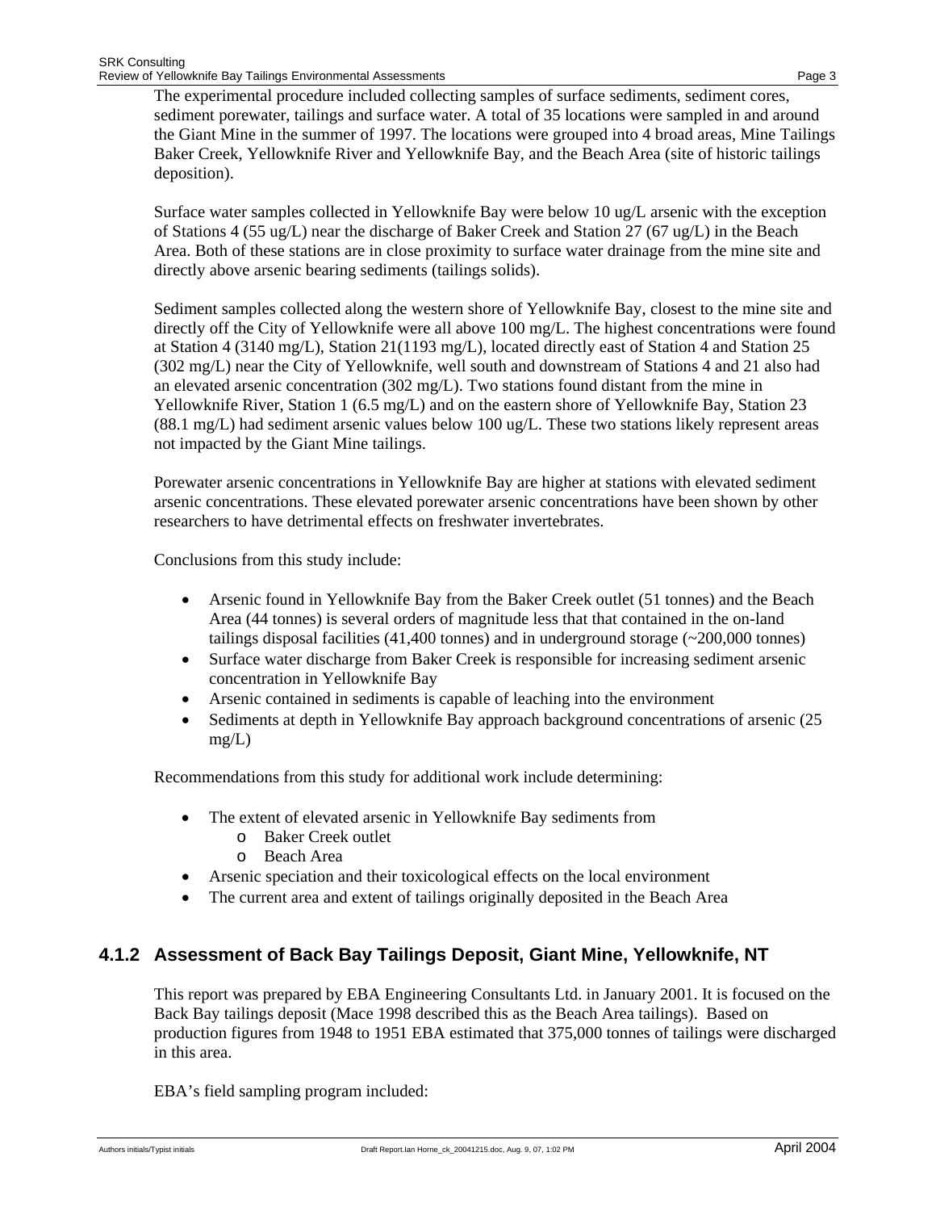The experimental procedure included collecting samples of surface sediments, sediment cores, sediment porewater, tailings and surface water. A total of 35 locations were sampled in and around the Giant Mine in the summer of 1997. The locations were grouped into 4 broad areas, Mine Tailings Baker Creek, Yellowknife River and Yellowknife Bay, and the Beach Area (site of historic tailings deposition).

Surface water samples collected in Yellowknife Bay were below 10 ug/L arsenic with the exception of Stations 4 (55 ug/L) near the discharge of Baker Creek and Station 27 (67 ug/L) in the Beach Area. Both of these stations are in close proximity to surface water drainage from the mine site and directly above arsenic bearing sediments (tailings solids).

Sediment samples collected along the western shore of Yellowknife Bay, closest to the mine site and directly off the City of Yellowknife were all above 100 mg/L. The highest concentrations were found at Station 4 (3140 mg/L), Station 21(1193 mg/L), located directly east of Station 4 and Station 25 (302 mg/L) near the City of Yellowknife, well south and downstream of Stations 4 and 21 also had an elevated arsenic concentration (302 mg/L). Two stations found distant from the mine in Yellowknife River, Station 1 (6.5 mg/L) and on the eastern shore of Yellowknife Bay, Station 23 (88.1 mg/L) had sediment arsenic values below 100 ug/L. These two stations likely represent areas not impacted by the Giant Mine tailings.

Porewater arsenic concentrations in Yellowknife Bay are higher at stations with elevated sediment arsenic concentrations. These elevated porewater arsenic concentrations have been shown by other researchers to have detrimental effects on freshwater invertebrates.

Conclusions from this study include:

- Arsenic found in Yellowknife Bay from the Baker Creek outlet (51 tonnes) and the Beach Area (44 tonnes) is several orders of magnitude less that that contained in the on-land tailings disposal facilities (41,400 tonnes) and in underground storage (~200,000 tonnes)
- Surface water discharge from Baker Creek is responsible for increasing sediment arsenic concentration in Yellowknife Bay
- Arsenic contained in sediments is capable of leaching into the environment
- Sediments at depth in Yellowknife Bay approach background concentrations of arsenic (25 mg/L)

Recommendations from this study for additional work include determining:

- The extent of elevated arsenic in Yellowknife Bay sediments from
    - Baker Creek outlet
    - Beach Area
- Arsenic speciation and their toxicological effects on the local environment
- The current area and extent of tailings originally deposited in the Beach Area

### 4.1.2 Assessment of Back Bay Tailings Deposit, Giant Mine, Yellowknife, NT

This report was prepared by EBA Engineering Consultants Ltd. in January 2001. It is focused on the Back Bay tailings deposit (Mace 1998 described this as the Beach Area tailings). Based on production figures from 1948 to 1951 EBA estimated that 375,000 tonnes of tailings were discharged in this area.

EBA's field sampling program included: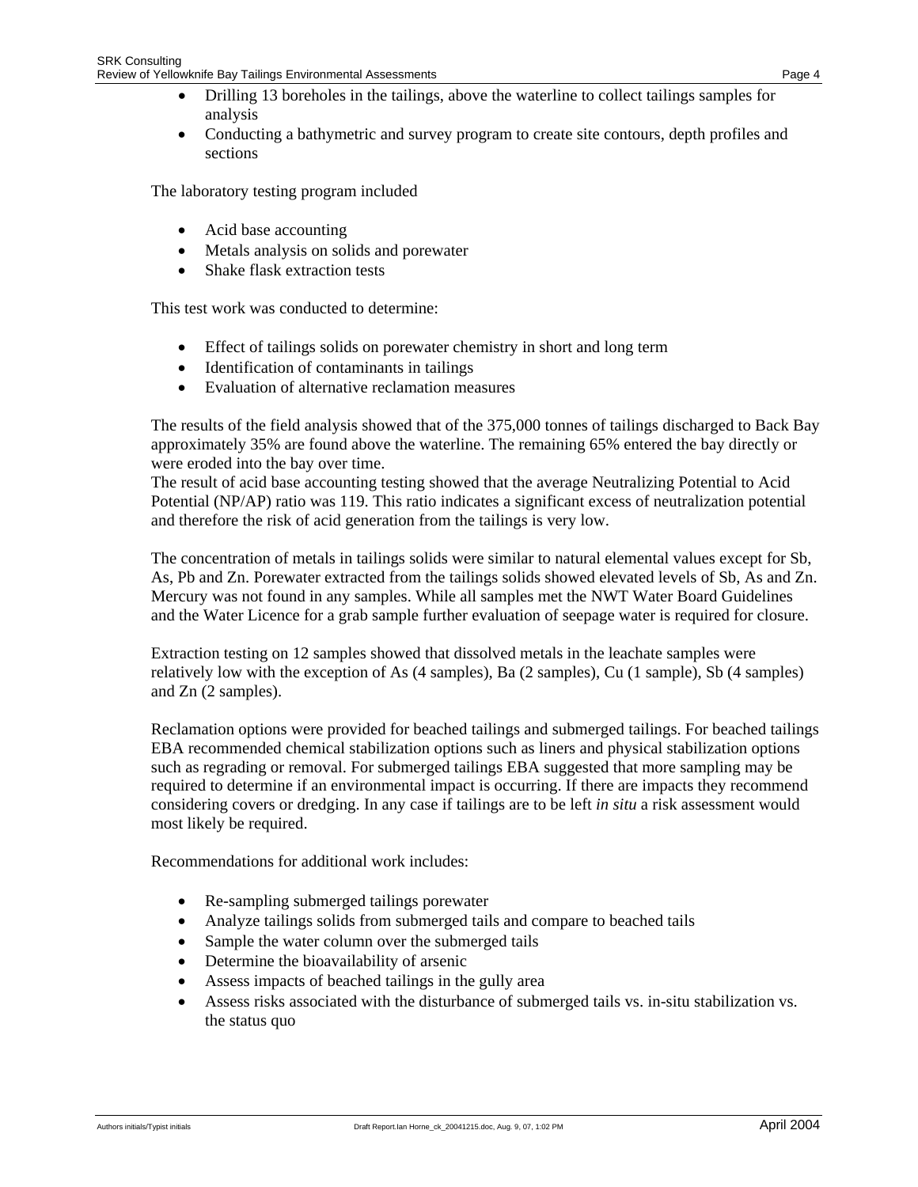- Drilling 13 boreholes in the tailings, above the waterline to collect tailings samples for analysis
- Conducting a bathymetric and survey program to create site contours, depth profiles and sections

The laboratory testing program included

- Acid base accounting
- Metals analysis on solids and porewater
- Shake flask extraction tests

This test work was conducted to determine:

- Effect of tailings solids on porewater chemistry in short and long term
- Identification of contaminants in tailings
- Evaluation of alternative reclamation measures

The results of the field analysis showed that of the 375,000 tonnes of tailings discharged to Back Bay approximately 35% are found above the waterline. The remaining 65% entered the bay directly or were eroded into the bay over time.
The result of acid base accounting testing showed that the average Neutralizing Potential to Acid Potential (NP/AP) ratio was 119. This ratio indicates a significant excess of neutralization potential and therefore the risk of acid generation from the tailings is very low.

The concentration of metals in tailings solids were similar to natural elemental values except for Sb, As, Pb and Zn. Porewater extracted from the tailings solids showed elevated levels of Sb, As and Zn. Mercury was not found in any samples. While all samples met the NWT Water Board Guidelines and the Water Licence for a grab sample further evaluation of seepage water is required for closure.

Extraction testing on 12 samples showed that dissolved metals in the leachate samples were relatively low with the exception of As (4 samples), Ba (2 samples), Cu (1 sample), Sb (4 samples) and Zn (2 samples).

Reclamation options were provided for beached tailings and submerged tailings. For beached tailings EBA recommended chemical stabilization options such as liners and physical stabilization options such as regrading or removal. For submerged tailings EBA suggested that more sampling may be required to determine if an environmental impact is occurring. If there are impacts they recommend considering covers or dredging. In any case if tailings are to be left *in situ* a risk assessment would most likely be required.

Recommendations for additional work includes:

- Re-sampling submerged tailings porewater
- Analyze tailings solids from submerged tails and compare to beached tails
- Sample the water column over the submerged tails
- Determine the bioavailability of arsenic
- Assess impacts of beached tailings in the gully area
- Assess risks associated with the disturbance of submerged tails vs. in-situ stabilization vs. the status quo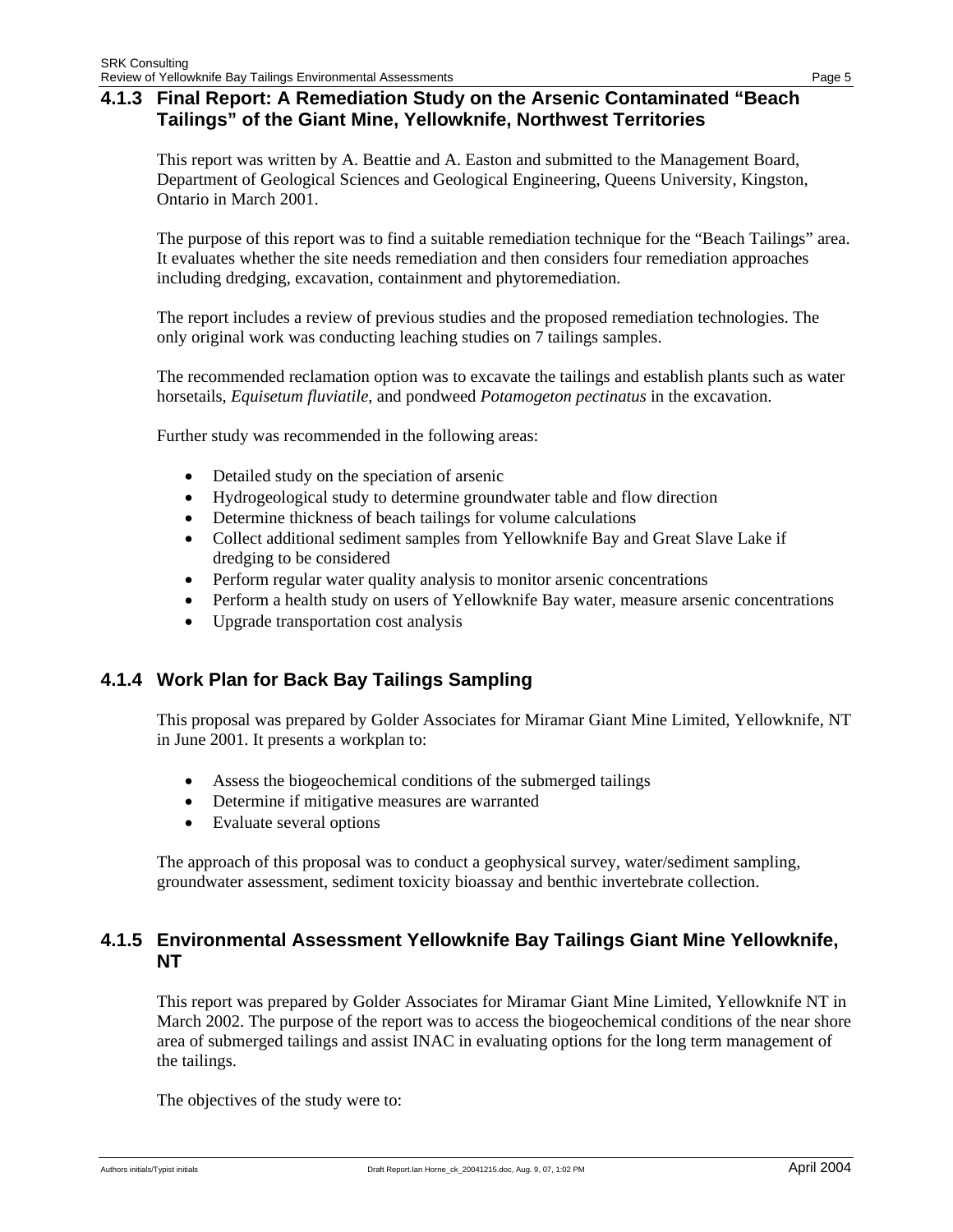### 4.1.3 Final Report: A Remediation Study on the Arsenic Contaminated "Beach Tailings" of the Giant Mine, Yellowknife, Northwest Territories

This report was written by A. Beattie and A. Easton and submitted to the Management Board, Department of Geological Sciences and Geological Engineering, Queens University, Kingston, Ontario in March 2001.

The purpose of this report was to find a suitable remediation technique for the "Beach Tailings" area. It evaluates whether the site needs remediation and then considers four remediation approaches including dredging, excavation, containment and phytoremediation.

The report includes a review of previous studies and the proposed remediation technologies. The only original work was conducting leaching studies on 7 tailings samples.

The recommended reclamation option was to excavate the tailings and establish plants such as water horsetails, *Equisetum fluviatile*, and pondweed *Potamogeton pectinatus* in the excavation.

Further study was recommended in the following areas:

- Detailed study on the speciation of arsenic
- Hydrogeological study to determine groundwater table and flow direction
- Determine thickness of beach tailings for volume calculations
- Collect additional sediment samples from Yellowknife Bay and Great Slave Lake if dredging to be considered
- Perform regular water quality analysis to monitor arsenic concentrations
- Perform a health study on users of Yellowknife Bay water, measure arsenic concentrations
- Upgrade transportation cost analysis

### 4.1.4 Work Plan for Back Bay Tailings Sampling

This proposal was prepared by Golder Associates for Miramar Giant Mine Limited, Yellowknife, NT in June 2001. It presents a workplan to:

- Assess the biogeochemical conditions of the submerged tailings
- Determine if mitigative measures are warranted
- Evaluate several options

The approach of this proposal was to conduct a geophysical survey, water/sediment sampling, groundwater assessment, sediment toxicity bioassay and benthic invertebrate collection.

### 4.1.5 Environmental Assessment Yellowknife Bay Tailings Giant Mine Yellowknife, NT

This report was prepared by Golder Associates for Miramar Giant Mine Limited, Yellowknife NT in March 2002. The purpose of the report was to access the biogeochemical conditions of the near shore area of submerged tailings and assist INAC in evaluating options for the long term management of the tailings.

The objectives of the study were to: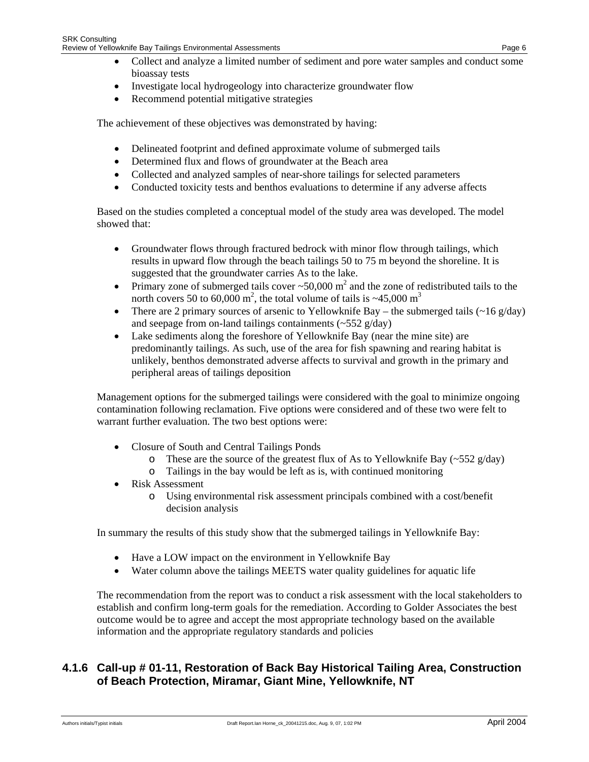- Collect and analyze a limited number of sediment and pore water samples and conduct some bioassay tests
- Investigate local hydrogeology into characterize groundwater flow
- Recommend potential mitigative strategies

The achievement of these objectives was demonstrated by having:

- Delineated footprint and defined approximate volume of submerged tails
- Determined flux and flows of groundwater at the Beach area
- Collected and analyzed samples of near-shore tailings for selected parameters
- Conducted toxicity tests and benthos evaluations to determine if any adverse affects

Based on the studies completed a conceptual model of the study area was developed. The model showed that:

- Groundwater flows through fractured bedrock with minor flow through tailings, which results in upward flow through the beach tailings 50 to 75 m beyond the shoreline. It is suggested that the groundwater carries As to the lake.
- Primary zone of submerged tails cover ~50,000 $m^2$ and the zone of redistributed tails to the north covers 50 to 60,000 $m^2$, the total volume of tails is ~45,000 $m^3$
- There are 2 primary sources of arsenic to Yellowknife Bay – the submerged tails (~16 g/day) and seepage from on-land tailings containments (~552 g/day)
- Lake sediments along the foreshore of Yellowknife Bay (near the mine site) are predominantly tailings. As such, use of the area for fish spawning and rearing habitat is unlikely, benthos demonstrated adverse affects to survival and growth in the primary and peripheral areas of tailings deposition

Management options for the submerged tailings were considered with the goal to minimize ongoing contamination following reclamation. Five options were considered and of these two were felt to warrant further evaluation. The two best options were:

- Closure of South and Central Tailings Ponds
  - These are the source of the greatest flux of As to Yellowknife Bay (~552 g/day)
  - Tailings in the bay would be left as is, with continued monitoring
- Risk Assessment
  - Using environmental risk assessment principals combined with a cost/benefit decision analysis

In summary the results of this study show that the submerged tailings in Yellowknife Bay:

- Have a LOW impact on the environment in Yellowknife Bay
- Water column above the tailings MEETS water quality guidelines for aquatic life

The recommendation from the report was to conduct a risk assessment with the local stakeholders to establish and confirm long-term goals for the remediation. According to Golder Associates the best outcome would be to agree and accept the most appropriate technology based on the available information and the appropriate regulatory standards and policies

### 4.1.6 Call-up # 01-11, Restoration of Back Bay Historical Tailing Area, Construction of Beach Protection, Miramar, Giant Mine, Yellowknife, NT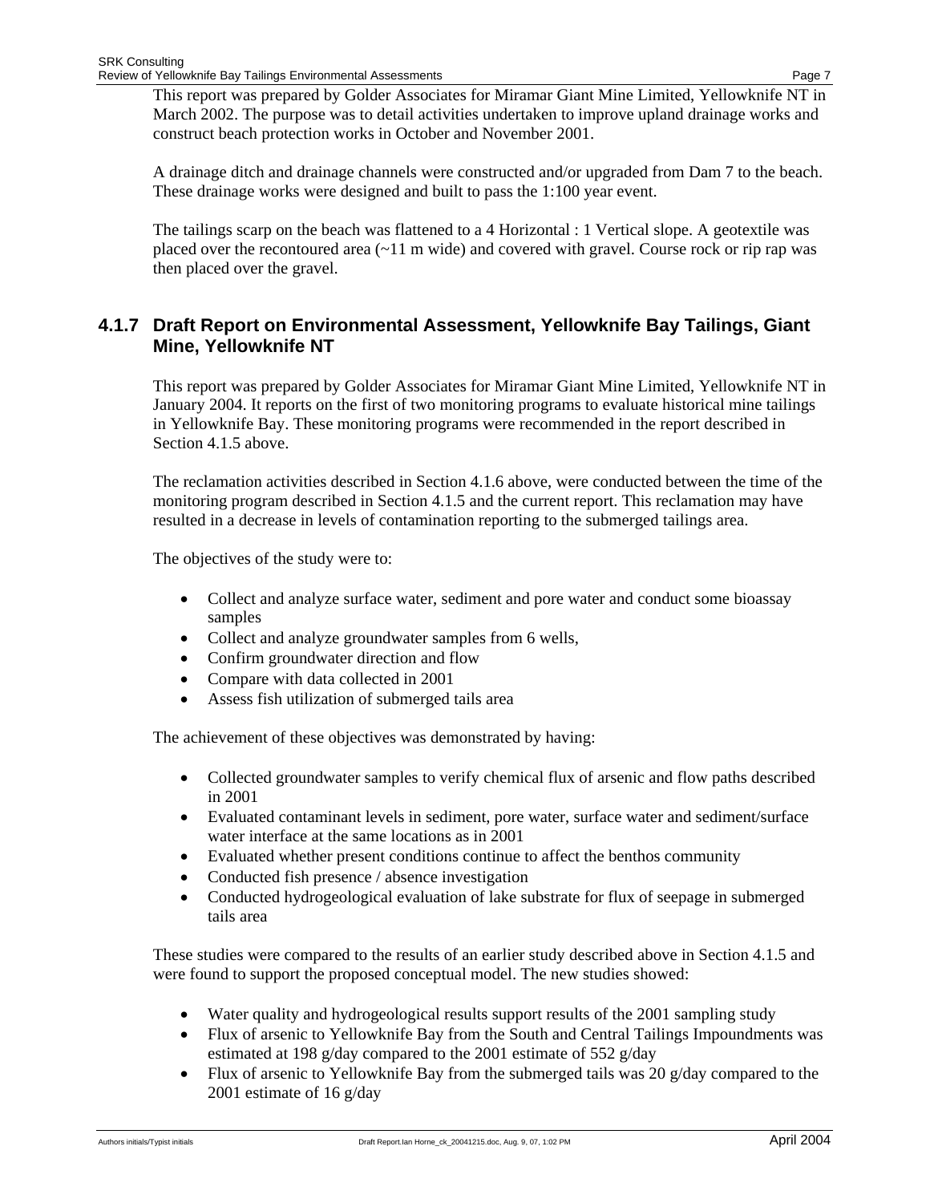This report was prepared by Golder Associates for Miramar Giant Mine Limited, Yellowknife NT in March 2002. The purpose was to detail activities undertaken to improve upland drainage works and construct beach protection works in October and November 2001.

A drainage ditch and drainage channels were constructed and/or upgraded from Dam 7 to the beach. These drainage works were designed and built to pass the 1:100 year event.

The tailings scarp on the beach was flattened to a 4 Horizontal : 1 Vertical slope. A geotextile was placed over the recontoured area (~11 m wide) and covered with gravel. Course rock or rip rap was then placed over the gravel.

### 4.1.7 Draft Report on Environmental Assessment, Yellowknife Bay Tailings, Giant Mine, Yellowknife NT

This report was prepared by Golder Associates for Miramar Giant Mine Limited, Yellowknife NT in January 2004. It reports on the first of two monitoring programs to evaluate historical mine tailings in Yellowknife Bay. These monitoring programs were recommended in the report described in Section 4.1.5 above.

The reclamation activities described in Section 4.1.6 above, were conducted between the time of the monitoring program described in Section 4.1.5 and the current report. This reclamation may have resulted in a decrease in levels of contamination reporting to the submerged tailings area.

The objectives of the study were to:

- Collect and analyze surface water, sediment and pore water and conduct some bioassay samples
- Collect and analyze groundwater samples from 6 wells,
- Confirm groundwater direction and flow
- Compare with data collected in 2001
- Assess fish utilization of submerged tails area

The achievement of these objectives was demonstrated by having:

- Collected groundwater samples to verify chemical flux of arsenic and flow paths described in 2001
- Evaluated contaminant levels in sediment, pore water, surface water and sediment/surface water interface at the same locations as in 2001
- Evaluated whether present conditions continue to affect the benthos community
- Conducted fish presence / absence investigation
- Conducted hydrogeological evaluation of lake substrate for flux of seepage in submerged tails area

These studies were compared to the results of an earlier study described above in Section 4.1.5 and were found to support the proposed conceptual model. The new studies showed:

- Water quality and hydrogeological results support results of the 2001 sampling study
- Flux of arsenic to Yellowknife Bay from the South and Central Tailings Impoundments was estimated at 198 g/day compared to the 2001 estimate of 552 g/day
- Flux of arsenic to Yellowknife Bay from the submerged tails was 20 g/day compared to the 2001 estimate of 16 g/day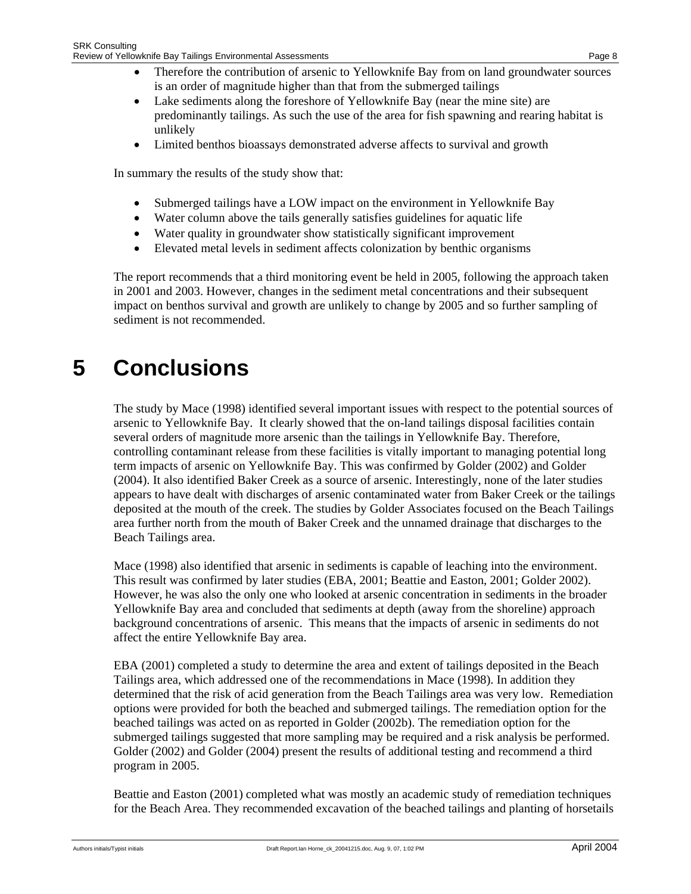- Therefore the contribution of arsenic to Yellowknife Bay from on land groundwater sources is an order of magnitude higher than that from the submerged tailings
- Lake sediments along the foreshore of Yellowknife Bay (near the mine site) are predominantly tailings. As such the use of the area for fish spawning and rearing habitat is unlikely
- Limited benthos bioassays demonstrated adverse affects to survival and growth

In summary the results of the study show that:

- Submerged tailings have a LOW impact on the environment in Yellowknife Bay
- Water column above the tails generally satisfies guidelines for aquatic life
- Water quality in groundwater show statistically significant improvement
- Elevated metal levels in sediment affects colonization by benthic organisms

The report recommends that a third monitoring event be held in 2005, following the approach taken in 2001 and 2003. However, changes in the sediment metal concentrations and their subsequent impact on benthos survival and growth are unlikely to change by 2005 and so further sampling of sediment is not recommended.

# 5 Conclusions

The study by Mace (1998) identified several important issues with respect to the potential sources of arsenic to Yellowknife Bay. It clearly showed that the on-land tailings disposal facilities contain several orders of magnitude more arsenic than the tailings in Yellowknife Bay. Therefore, controlling contaminant release from these facilities is vitally important to managing potential long term impacts of arsenic on Yellowknife Bay. This was confirmed by Golder (2002) and Golder (2004). It also identified Baker Creek as a source of arsenic. Interestingly, none of the later studies appears to have dealt with discharges of arsenic contaminated water from Baker Creek or the tailings deposited at the mouth of the creek. The studies by Golder Associates focused on the Beach Tailings area further north from the mouth of Baker Creek and the unnamed drainage that discharges to the Beach Tailings area.

Mace (1998) also identified that arsenic in sediments is capable of leaching into the environment. This result was confirmed by later studies (EBA, 2001; Beattie and Easton, 2001; Golder 2002). However, he was also the only one who looked at arsenic concentration in sediments in the broader Yellowknife Bay area and concluded that sediments at depth (away from the shoreline) approach background concentrations of arsenic. This means that the impacts of arsenic in sediments do not affect the entire Yellowknife Bay area.

EBA (2001) completed a study to determine the area and extent of tailings deposited in the Beach Tailings area, which addressed one of the recommendations in Mace (1998). In addition they determined that the risk of acid generation from the Beach Tailings area was very low. Remediation options were provided for both the beached and submerged tailings. The remediation option for the beached tailings was acted on as reported in Golder (2002b). The remediation option for the submerged tailings suggested that more sampling may be required and a risk analysis be performed. Golder (2002) and Golder (2004) present the results of additional testing and recommend a third program in 2005.

Beattie and Easton (2001) completed what was mostly an academic study of remediation techniques for the Beach Area. They recommended excavation of the beached tailings and planting of horsetails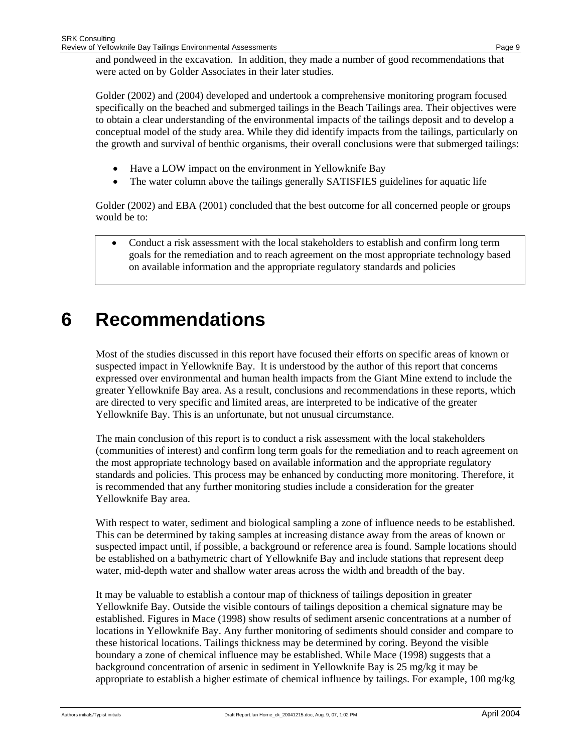and pondweed in the excavation. In addition, they made a number of good recommendations that were acted on by Golder Associates in their later studies.

Golder (2002) and (2004) developed and undertook a comprehensive monitoring program focused specifically on the beached and submerged tailings in the Beach Tailings area. Their objectives were to obtain a clear understanding of the environmental impacts of the tailings deposit and to develop a conceptual model of the study area. While they did identify impacts from the tailings, particularly on the growth and survival of benthic organisms, their overall conclusions were that submerged tailings:

- Have a LOW impact on the environment in Yellowknife Bay
- The water column above the tailings generally SATISFIES guidelines for aquatic life

Golder (2002) and EBA (2001) concluded that the best outcome for all concerned people or groups would be to:

- Conduct a risk assessment with the local stakeholders to establish and confirm long term goals for the remediation and to reach agreement on the most appropriate technology based on available information and the appropriate regulatory standards and policies

# 6 Recommendations

Most of the studies discussed in this report have focused their efforts on specific areas of known or suspected impact in Yellowknife Bay. It is understood by the author of this report that concerns expressed over environmental and human health impacts from the Giant Mine extend to include the greater Yellowknife Bay area. As a result, conclusions and recommendations in these reports, which are directed to very specific and limited areas, are interpreted to be indicative of the greater Yellowknife Bay. This is an unfortunate, but not unusual circumstance.

The main conclusion of this report is to conduct a risk assessment with the local stakeholders (communities of interest) and confirm long term goals for the remediation and to reach agreement on the most appropriate technology based on available information and the appropriate regulatory standards and policies. This process may be enhanced by conducting more monitoring. Therefore, it is recommended that any further monitoring studies include a consideration for the greater Yellowknife Bay area.

With respect to water, sediment and biological sampling a zone of influence needs to be established. This can be determined by taking samples at increasing distance away from the areas of known or suspected impact until, if possible, a background or reference area is found. Sample locations should be established on a bathymetric chart of Yellowknife Bay and include stations that represent deep water, mid-depth water and shallow water areas across the width and breadth of the bay.

It may be valuable to establish a contour map of thickness of tailings deposition in greater Yellowknife Bay. Outside the visible contours of tailings deposition a chemical signature may be established. Figures in Mace (1998) show results of sediment arsenic concentrations at a number of locations in Yellowknife Bay. Any further monitoring of sediments should consider and compare to these historical locations. Tailings thickness may be determined by coring. Beyond the visible boundary a zone of chemical influence may be established. While Mace (1998) suggests that a background concentration of arsenic in sediment in Yellowknife Bay is 25 mg/kg it may be appropriate to establish a higher estimate of chemical influence by tailings. For example, 100 mg/kg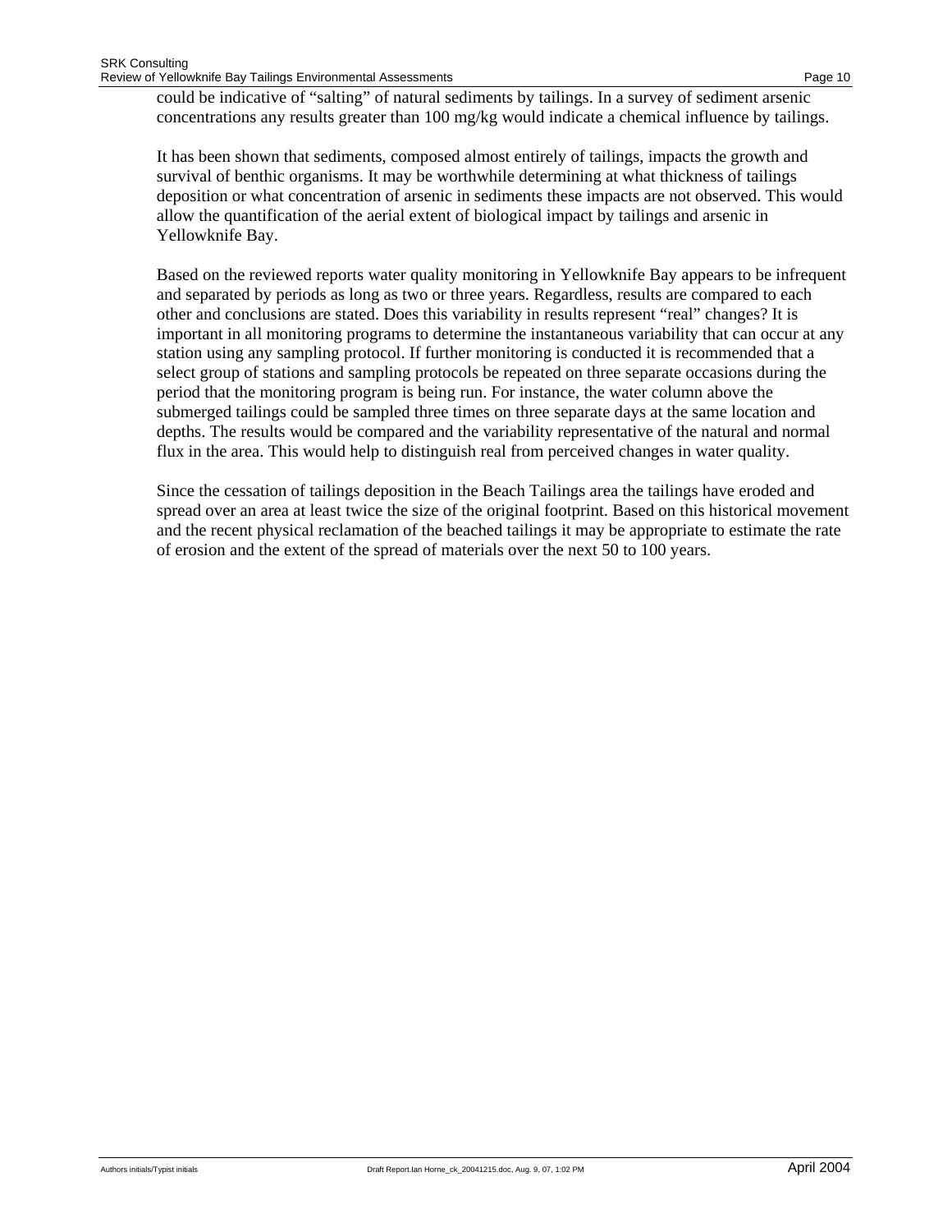could be indicative of "salting" of natural sediments by tailings. In a survey of sediment arsenic concentrations any results greater than 100 mg/kg would indicate a chemical influence by tailings.

It has been shown that sediments, composed almost entirely of tailings, impacts the growth and survival of benthic organisms. It may be worthwhile determining at what thickness of tailings deposition or what concentration of arsenic in sediments these impacts are not observed. This would allow the quantification of the aerial extent of biological impact by tailings and arsenic in Yellowknife Bay.

Based on the reviewed reports water quality monitoring in Yellowknife Bay appears to be infrequent and separated by periods as long as two or three years. Regardless, results are compared to each other and conclusions are stated. Does this variability in results represent "real" changes? It is important in all monitoring programs to determine the instantaneous variability that can occur at any station using any sampling protocol. If further monitoring is conducted it is recommended that a select group of stations and sampling protocols be repeated on three separate occasions during the period that the monitoring program is being run. For instance, the water column above the submerged tailings could be sampled three times on three separate days at the same location and depths. The results would be compared and the variability representative of the natural and normal flux in the area. This would help to distinguish real from perceived changes in water quality.

Since the cessation of tailings deposition in the Beach Tailings area the tailings have eroded and spread over an area at least twice the size of the original footprint. Based on this historical movement and the recent physical reclamation of the beached tailings it may be appropriate to estimate the rate of erosion and the extent of the spread of materials over the next 50 to 100 years.